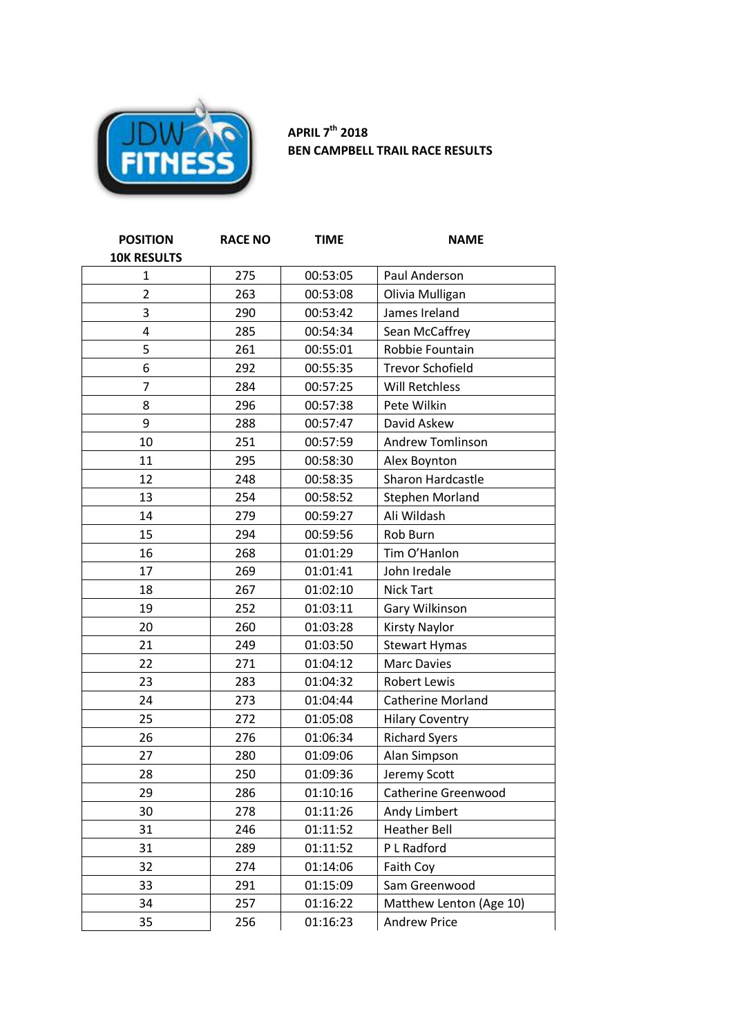**APRIL 7th 2018**
**BEN CAMPBELL TRAIL RACE RESULTS**

| POSITION 10K RESULTS | RACE NO | TIME | NAME |
|---|---|---|---|
| 1 | 275 | 00:53:05 | Paul Anderson |
| 2 | 263 | 00:53:08 | Olivia Mulligan |
| 3 | 290 | 00:53:42 | James Ireland |
| 4 | 285 | 00:54:34 | Sean McCaffrey |
| 5 | 261 | 00:55:01 | Robbie Fountain |
| 6 | 292 | 00:55:35 | Trevor Schofield |
| 7 | 284 | 00:57:25 | Will Retchless |
| 8 | 296 | 00:57:38 | Pete Wilkin |
| 9 | 288 | 00:57:47 | David Askew |
| 10 | 251 | 00:57:59 | Andrew Tomlinson |
| 11 | 295 | 00:58:30 | Alex Boynton |
| 12 | 248 | 00:58:35 | Sharon Hardcastle |
| 13 | 254 | 00:58:52 | Stephen Morland |
| 14 | 279 | 00:59:27 | Ali Wildash |
| 15 | 294 | 00:59:56 | Rob Burn |
| 16 | 268 | 01:01:29 | Tim O'Hanlon |
| 17 | 269 | 01:01:41 | John Iredale |
| 18 | 267 | 01:02:10 | Nick Tart |
| 19 | 252 | 01:03:11 | Gary Wilkinson |
| 20 | 260 | 01:03:28 | Kirsty Naylor |
| 21 | 249 | 01:03:50 | Stewart Hymas |
| 22 | 271 | 01:04:12 | Marc Davies |
| 23 | 283 | 01:04:32 | Robert Lewis |
| 24 | 273 | 01:04:44 | Catherine Morland |
| 25 | 272 | 01:05:08 | Hilary Coventry |
| 26 | 276 | 01:06:34 | Richard Syers |
| 27 | 280 | 01:09:06 | Alan Simpson |
| 28 | 250 | 01:09:36 | Jeremy Scott |
| 29 | 286 | 01:10:16 | Catherine Greenwood |
| 30 | 278 | 01:11:26 | Andy Limbert |
| 31 | 246 | 01:11:52 | Heather Bell |
| 31 | 289 | 01:11:52 | P L Radford |
| 32 | 274 | 01:14:06 | Faith Coy |
| 33 | 291 | 01:15:09 | Sam Greenwood |
| 34 | 257 | 01:16:22 | Matthew Lenton (Age 10) |
| 35 | 256 | 01:16:23 | Andrew Price |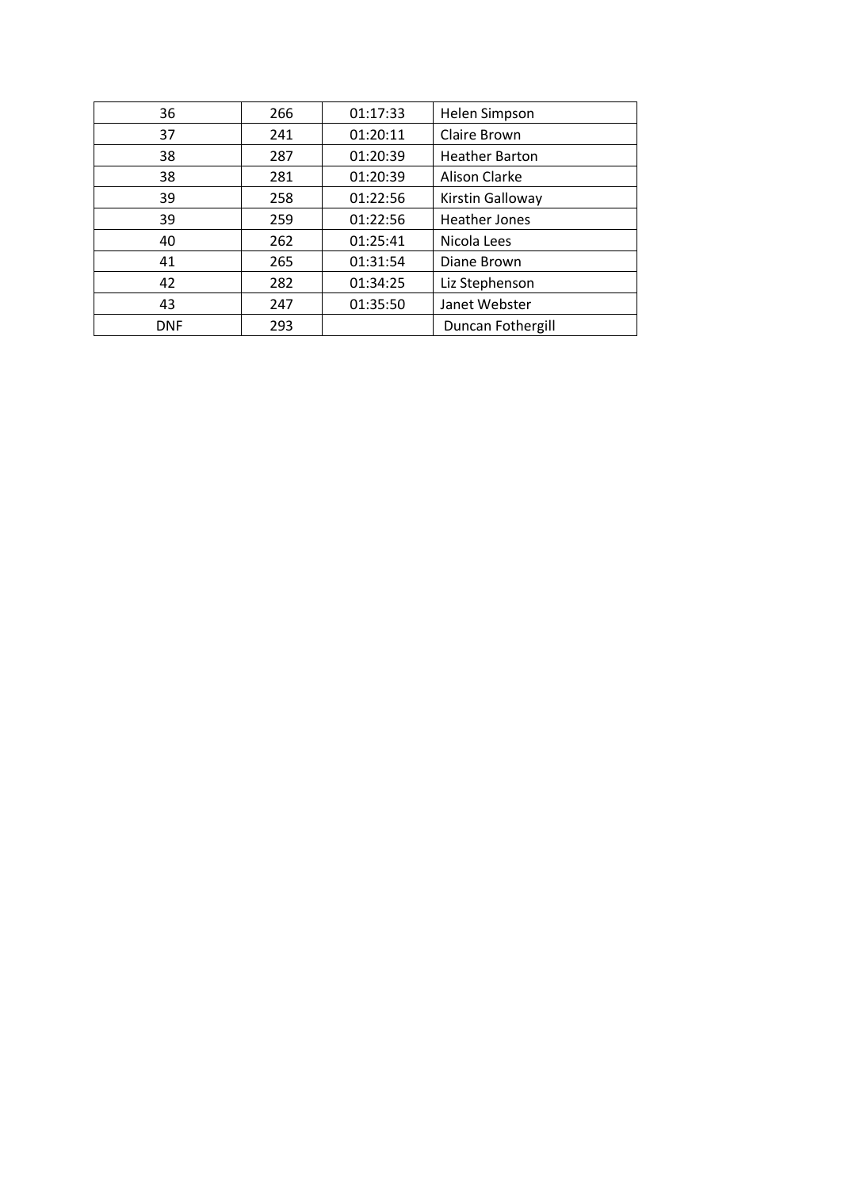| | | | |
|---|---|---|---|
| 36 | 266 | 01:17:33 | Helen Simpson |
| 37 | 241 | 01:20:11 | Claire Brown |
| 38 | 287 | 01:20:39 | Heather Barton |
| 38 | 281 | 01:20:39 | Alison Clarke |
| 39 | 258 | 01:22:56 | Kirstin Galloway |
| 39 | 259 | 01:22:56 | Heather Jones |
| 40 | 262 | 01:25:41 | Nicola Lees |
| 41 | 265 | 01:31:54 | Diane Brown |
| 42 | 282 | 01:34:25 | Liz Stephenson |
| 43 | 247 | 01:35:50 | Janet Webster |
| DNF | 293 | | Duncan Fothergill |